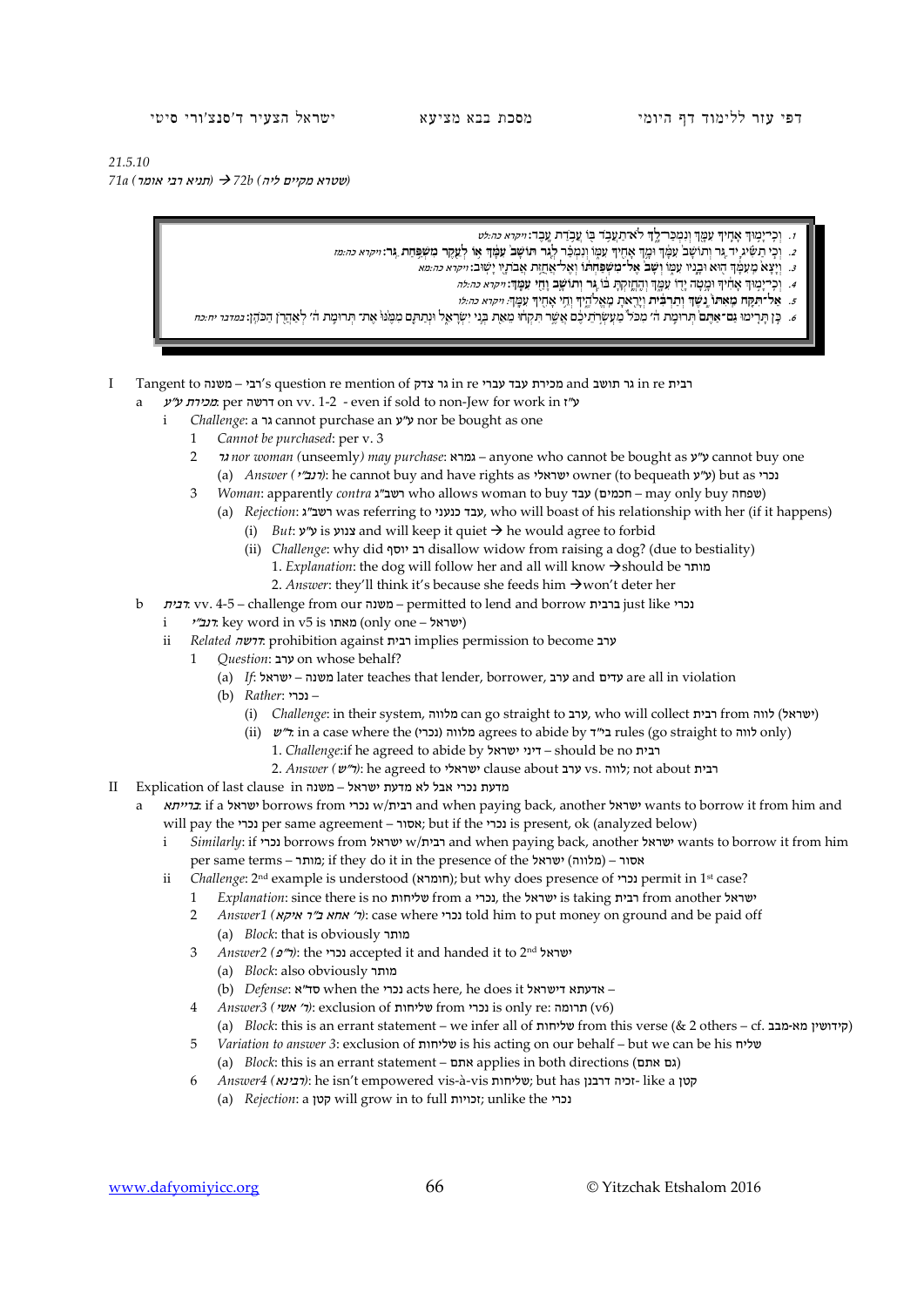*21.5.10*

*71a (תניא רבי אומר) → 72b (שטרא מקיים ליה)*

1. וְכִֽי־יָמ֥וּךְ אָחִ֛יךָ עִמָּ֖ךְ וְנִמְכַּר־לָ֑ךְ לֹא־תַעֲבֹ֥ד בּ֖וֹ עֲבֹ֥דַת עָֽבֶד׃ *ויקרא כה:לט*
2. וְכִ֣י תַשִּׂ֗יג יַ֣ד גֵּ֤ר וְתוֹשָׁב֙ עִמָּ֔ךְ וּמָ֥ךְ אָחִ֖יךָ עִמּ֑וֹ וְנִמְכַּ֗ר לְגֵ֤ר **תּוֹשָׁב֙ עִמָּ֔ךְ** א֥וֹ **לְעֵ֖קֶר מִשְׁפַּ֥חַת** גֵּֽר׃ *ויקרא כה:מז*
3. וְיָצָא֙ מֵעִמָּ֔ךְ ה֖וּא וּבָנָ֣יו עִמּ֑וֹ וְשָׁב֙ **אֶל־מִשְׁפַּחְתּ֔וֹ** וְאֶל־אֲחֻזַּ֥ת אֲבֹתָ֖יו יָשֽׁוּב׃ *ויקרא כה:מא*
4. וְכִֽי־יָמ֣וּךְ אָחִ֔יךָ וּמָ֥טָה יָד֖וֹ עִמָּ֑ךְ וְהֶחֱזַ֣קְתָּ בּ֔וֹ גֵּ֧ר **וְתוֹשָׁ֛ב וָחַ֖י עִמָּֽךְ׃** *ויקרא כה:לה*
5. **אַל־תִּקַּ֤ח מֵֽאִתּוֹ֙** נֶ֣שֶׁךְ **וְתַרְבִּ֔ית** וְיָרֵ֖אתָ מֵֽאֱלֹהֶ֑יךָ וְחֵ֥י אָחִ֖יךָ עִמָּֽךְ׃ *ויקרא כה:לו*
6. כֵּ֣ן תָּרִ֤ימוּ **גַם־אַתֶּם֙** תְּרוּמַ֣ת ה׳ מִכֹּל֙ מַעְשְׂרֹ֣תֵיכֶ֔ם אֲשֶׁ֥ר תִּקְח֖וּ מֵאֵ֣ת בְּנֵ֣י יִשְׂרָאֵ֑ל וּנְתַתֶּ֤ם מִמֶּ֙נּוּ֙ אֶת־תְּרוּמַ֣ת ה׳ לְאַהֲרֹ֥ן הַכֹּהֵֽן׃ *במדבר יח:כח*

- I Tangent to משנה – רבי's question re mention of גר צדק in re מכירת עבד עברי and גר תושב in re רבית
  - a *מכירת ע״ע*: per דרשה on vv. 1-2 - even if sold to non-Jew for work in ע״ז
    - i *Challenge*: a גר cannot purchase an ע״ע nor be bought as one
      - 1 *Cannot be purchased*: per v. 3
      - 2 *גר nor woman (*unseemly*) may purchase*: גמרא – anyone who cannot be bought as ע״ע cannot buy one
        - (a) *Answer (רנב״י)*: he cannot buy and have rights as ישראלי owner (to bequeath ע״ע) but as נכרי
      - 3 *Woman*: apparently *contra* רשב״ג who allows woman to buy עבד (חכמים) – may only buy שפחה)
        - (a) *Rejection*: רשב״ג was referring to עבד כנעני, who will boast of his relationship with her (if it happens)
          - (i) *But*: ע״ע is צנוע and will keep it quiet → he would agree to forbid
          - (ii) *Challenge*: why did רב יוסף disallow widow from raising a dog? (due to bestiality)
            1. *Explanation*: the dog will follow her and all will know →should be מותר
            2. *Answer*: they'll think it's because she feeds him →won't deter her
  - b *רבית*: vv. 4-5 – challenge from our משנה – permitted to lend and borrow ברבית just like נכרי
    - i *רנב״י*: key word in v5 is מאתו (only one – ישראל)
    - ii *Related דרשה*: prohibition against רבית implies permission to become ערב
      - 1 *Question*: ערב on whose behalf?
        - (a) *If*: ישראל – משנה later teaches that lender, borrower, ערב and עדים are all in violation
        - (b) *Rather*: נכרי –
          - (i) *Challenge*: in their system, מלווה can go straight to ערב, who will collect רבית from לווה (ישראל)
          - (ii) *ר״ש*: in a case where the מלווה (נכרי) agrees to abide by בי״ד rules (go straight to לווה only)
            1. *Challenge*:if he agreed to abide by דיני ישראל – should be no רבית
            2. *Answer (ר״ש)*: he agreed to ישראלי clause about ערב vs. לווה; not about רבית
- II Explication of last clause in משנה – מדעת נכרי אבל לא מדעת ישראל
  - a *ברייתא*: if a ישראל borrows from נכרי w/רבית and when paying back, another ישראל wants to borrow it from him and will pay the נכרי per same agreement – אסור; but if the נכרי is present, ok (analyzed below)
    - i *Similarly*: if נכרי borrows from ישראל w/רבית and when paying back, another ישראל wants to borrow it from him per same terms – מותר; if they do it in the presence of the ישראל (מלווה) – אסור
    - ii *Challenge*: 2nd example is understood (חומרא); but why does presence of נכרי permit in 1st case?
      - 1 *Explanation*: since there is no שליחות from a נכרי, the ישראל is taking רבית from another ישראל
      - 2 *Answer1 (ר׳ אחא ב״ר איקא)*: case where נכרי told him to put money on ground and be paid off
        - (a) *Block*: that is obviously מותר
      - 3 *Answer2 (ר״פ)*: the נכרי accepted it and handed it to 2nd ישראל
        - (a) *Block*: also obviously מותר
        - (b) *Defense*: סד״א when the נכרי acts here, he does it אדעתא דישראל –
      - 4 *Answer3 (ר׳ אשי)*: exclusion of שליחות from נכרי is only re: תרומה (v6)
        - (a) *Block*: this is an errant statement – we infer all of שליחות from this verse (& 2 others – cf. קידושין מא-מב)
      - 5 *Variation to answer 3*: exclusion of שליחות is his acting on our behalf – but we can be his שליח
        - (a) *Block*: this is an errant statement – אתם applies in both directions (גם אתם)
      - 6 *Answer4 (רבינא)*: he isn't empowered vis-à-vis שליחות; but has זכיה דרבנן- like a קטן
        - (a) *Rejection*: a קטן will grow in to full זכויות; unlike the נכרי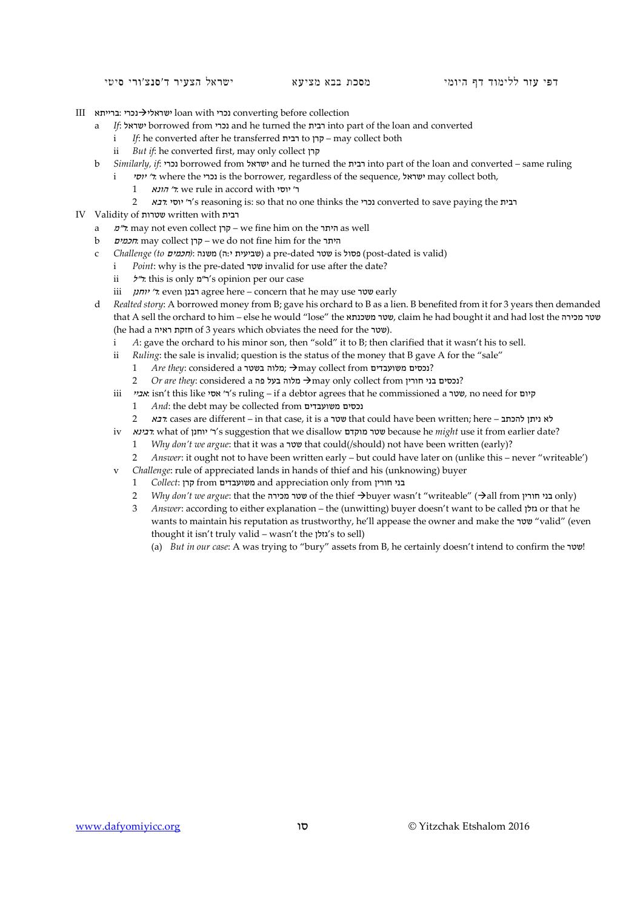- III ברייתא: ישראלי→נכרי loan with נכרי converting before collection
  - a *If*: ישראל borrowed from נכרי and he turned the רבית into part of the loan and converted
    - i *If*: he converted after he transferred רבית to קרן – may collect both
    - ii *But if*: he converted first, may only collect קרן
  - b *Similarly, if*: נכרי borrowed from ישראל and he turned the רבית into part of the loan and converted – same ruling
    - i *ר' יוסי*: where the נכרי is the borrower, regardless of the sequence, ישראל may collect both,
      - 1 *ר' הונא*: we rule in accord with ר' יוסי
      - 2 *רבא*: ר' יוסי's reasoning is: so that no one thinks the נכרי converted to save paying the רבית
- IV Validity of שטרות written with רבית
  - a *ר"מ*: may not even collect קרן – we fine him on the היתר as well
  - b *חכמים*: may collect קרן – we do not fine him for the היתר
  - c *Challenge (to חכמים)*: משנה (שביעית י:ה) a pre-dated שטר is פסול (post-dated is valid)
    - i *Point*: why is the pre-dated שטר invalid for use after the date?
    - ii *ר"ל*: this is only ר"מ's opinion per our case
    - iii *ר' יוחנן*: even רבנן agree here – concern that he may use שטר early
  - d *Realted story*: A borrowed money from B; gave his orchard to B as a lien. B benefited from it for 3 years then demanded that A sell the orchard to him – else he would "lose" the שטר משכנתא, claim he had bought it and had lost the שטר מכירה (he had a חזקת ראיה of 3 years which obviates the need for the שטר).
    - i *A*: gave the orchard to his minor son, then "sold" it to B; then clarified that it wasn't his to sell.
    - ii *Ruling*: the sale is invalid; question is the status of the money that B gave A for the "sale"
      - 1 *Are they*: considered a מלוה בשטר; →may collect from נכסים משועבדים?
      - 2 *Or are they*: considered a מלוה בעל פה →may only collect from נכסים בני חורין?
    - iii *אביי*: isn't this like ר' אסי's ruling – if a debtor agrees that he commissioned a שטר, no need for קיום
      - 1 *And*: the debt may be collected from נכסים משועבדים
      - 2 *רבא*: cases are different – in that case, it is a שטר that could have been written; here – לא ניתן להכתב
    - iv *רבינא*: what of ר' יוחנן's suggestion that we disallow שטר מוקדם because he *might* use it from earlier date?
      - 1 *Why don't we argue*: that it was a שטר that could(/should) not have been written (early)?
      - 2 *Answer*: it ought not to have been written early – but could have later on (unlike this – never "writeable')
    - v *Challenge*: rule of appreciated lands in hands of thief and his (unknowing) buyer
      - 1 *Collect*: קרן from משועבדים and appreciation only from בני חורין
      - 2 *Why don't we argue*: that the שטר מכירה of the thief →buyer wasn't "writeable" (→all from בני חורין only)
      - 3 *Answer*: according to either explanation – the (unwitting) buyer doesn't want to be called גזלן or that he wants to maintain his reputation as trustworthy, he'll appease the owner and make the שטר "valid" (even thought it isn't truly valid – wasn't the גזלן's to sell)
        - (a) *But in our case*: A was trying to "bury" assets from B, he certainly doesn't intend to confirm the שטר!